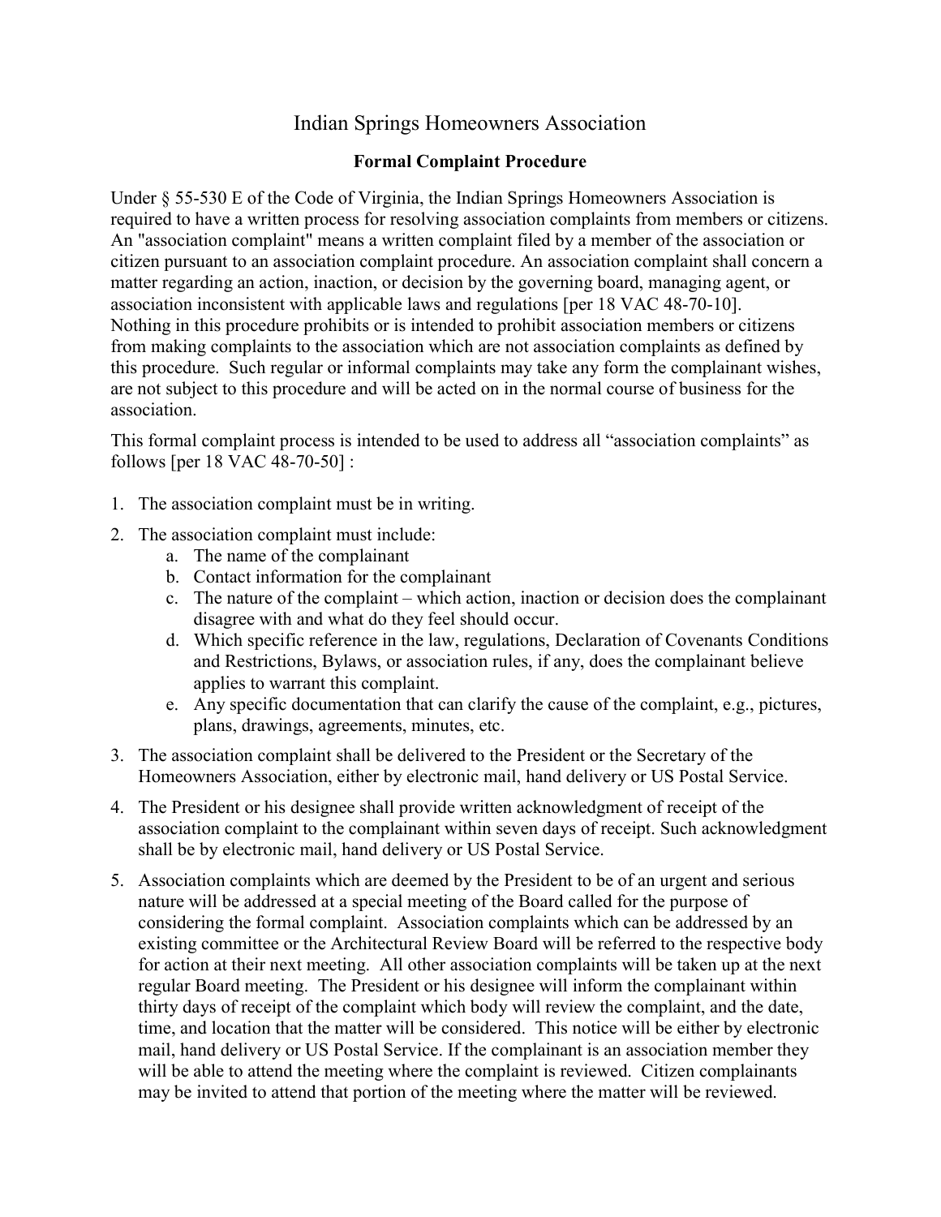# Indian Springs Homeowners Association

## Formal Complaint Procedure

Under § 55-530 E of the Code of Virginia, the Indian Springs Homeowners Association is required to have a written process for resolving association complaints from members or citizens. An "association complaint" means a written complaint filed by a member of the association or citizen pursuant to an association complaint procedure. An association complaint shall concern a matter regarding an action, inaction, or decision by the governing board, managing agent, or association inconsistent with applicable laws and regulations [per 18 VAC 48-70-10]. Nothing in this procedure prohibits or is intended to prohibit association members or citizens from making complaints to the association which are not association complaints as defined by this procedure. Such regular or informal complaints may take any form the complainant wishes, are not subject to this procedure and will be acted on in the normal course of business for the association.

This formal complaint process is intended to be used to address all "association complaints" as follows [per 18 VAC 48-70-50] :

1. The association complaint must be in writing.
2. The association complaint must include:
   a. The name of the complainant
   b. Contact information for the complainant
   c. The nature of the complaint – which action, inaction or decision does the complainant disagree with and what do they feel should occur.
   d. Which specific reference in the law, regulations, Declaration of Covenants Conditions and Restrictions, Bylaws, or association rules, if any, does the complainant believe applies to warrant this complaint.
   e. Any specific documentation that can clarify the cause of the complaint, e.g., pictures, plans, drawings, agreements, minutes, etc.
3. The association complaint shall be delivered to the President or the Secretary of the Homeowners Association, either by electronic mail, hand delivery or US Postal Service.
4. The President or his designee shall provide written acknowledgment of receipt of the association complaint to the complainant within seven days of receipt. Such acknowledgment shall be by electronic mail, hand delivery or US Postal Service.
5. Association complaints which are deemed by the President to be of an urgent and serious nature will be addressed at a special meeting of the Board called for the purpose of considering the formal complaint. Association complaints which can be addressed by an existing committee or the Architectural Review Board will be referred to the respective body for action at their next meeting. All other association complaints will be taken up at the next regular Board meeting. The President or his designee will inform the complainant within thirty days of receipt of the complaint which body will review the complaint, and the date, time, and location that the matter will be considered. This notice will be either by electronic mail, hand delivery or US Postal Service. If the complainant is an association member they will be able to attend the meeting where the complaint is reviewed. Citizen complainants may be invited to attend that portion of the meeting where the matter will be reviewed.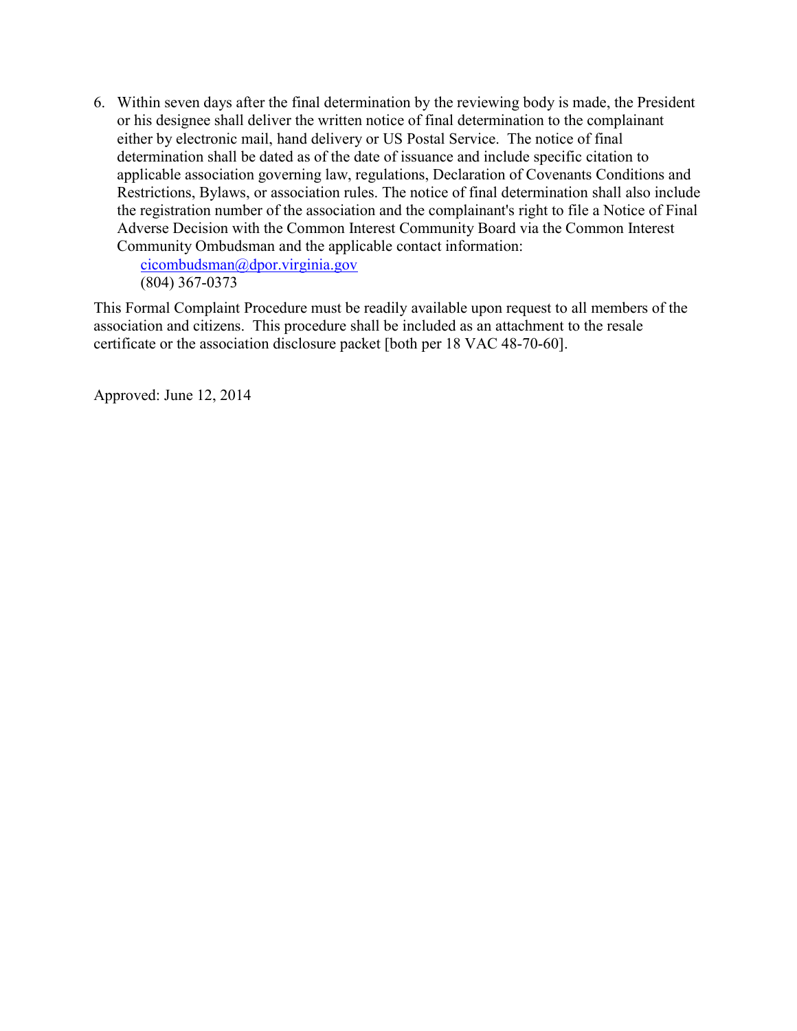6. Within seven days after the final determination by the reviewing body is made, the President or his designee shall deliver the written notice of final determination to the complainant either by electronic mail, hand delivery or US Postal Service. The notice of final determination shall be dated as of the date of issuance and include specific citation to applicable association governing law, regulations, Declaration of Covenants Conditions and Restrictions, Bylaws, or association rules. The notice of final determination shall also include the registration number of the association and the complainant's right to file a Notice of Final Adverse Decision with the Common Interest Community Board via the Common Interest Community Ombudsman and the applicable contact information:
   cicombudsman@dpor.virginia.gov
   (804) 367-0373

This Formal Complaint Procedure must be readily available upon request to all members of the association and citizens. This procedure shall be included as an attachment to the resale certificate or the association disclosure packet [both per 18 VAC 48-70-60].

Approved: June 12, 2014